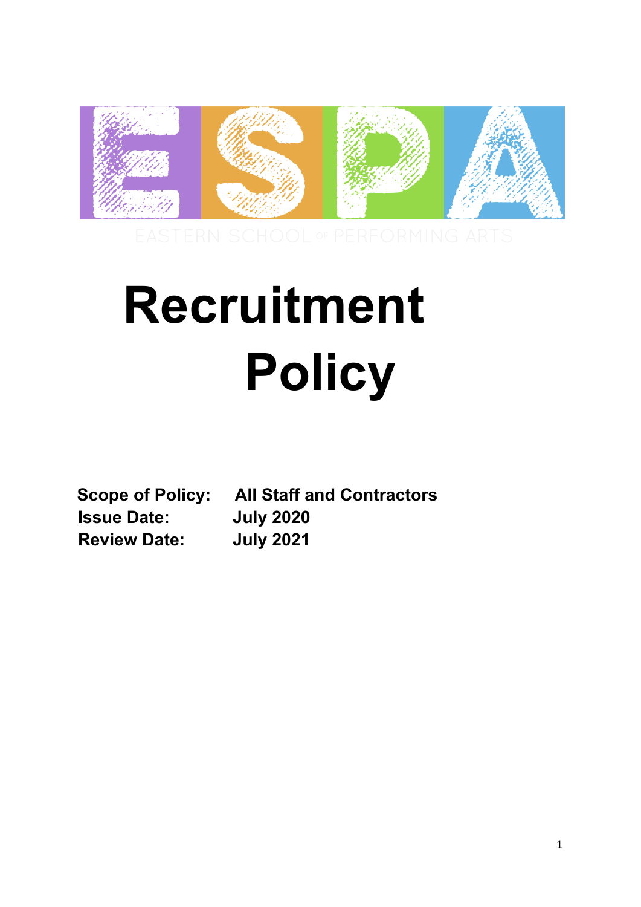ESPA

EASTERN SCHOOL OF PERFORMING ARTS

# Recruitment Policy

**Scope of Policy:** **All Staff and Contractors**
**Issue Date:** **July 2020**
**Review Date:** **July 2021**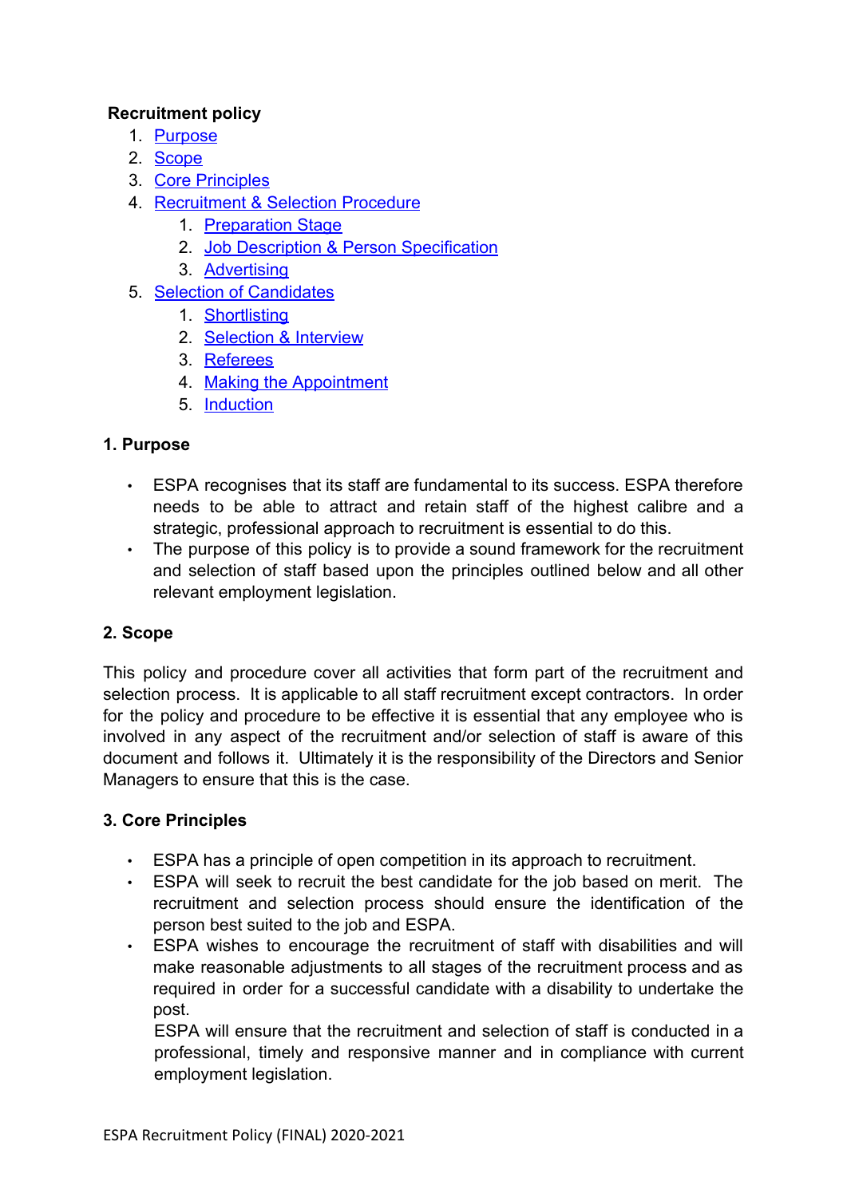**Recruitment policy**

1. [Purpose](#)
2. [Scope](#)
3. [Core Principles](#)
4. [Recruitment & Selection Procedure](#)
    1. [Preparation Stage](#)
    2. [Job Description & Person Specification](#)
    3. [Advertising](#)
5. [Selection of Candidates](#)
    1. [Shortlisting](#)
    2. [Selection & Interview](#)
    3. [Referees](#)
    4. [Making the Appointment](#)
    5. [Induction](#)

## 1. Purpose

- ESPA recognises that its staff are fundamental to its success. ESPA therefore needs to be able to attract and retain staff of the highest calibre and a strategic, professional approach to recruitment is essential to do this.
- The purpose of this policy is to provide a sound framework for the recruitment and selection of staff based upon the principles outlined below and all other relevant employment legislation.

## 2. Scope

This policy and procedure cover all activities that form part of the recruitment and selection process. It is applicable to all staff recruitment except contractors. In order for the policy and procedure to be effective it is essential that any employee who is involved in any aspect of the recruitment and/or selection of staff is aware of this document and follows it. Ultimately it is the responsibility of the Directors and Senior Managers to ensure that this is the case.

## 3. Core Principles

- ESPA has a principle of open competition in its approach to recruitment.
- ESPA will seek to recruit the best candidate for the job based on merit. The recruitment and selection process should ensure the identification of the person best suited to the job and ESPA.
- ESPA wishes to encourage the recruitment of staff with disabilities and will make reasonable adjustments to all stages of the recruitment process and as required in order for a successful candidate with a disability to undertake the post.

  ESPA will ensure that the recruitment and selection of staff is conducted in a professional, timely and responsive manner and in compliance with current employment legislation.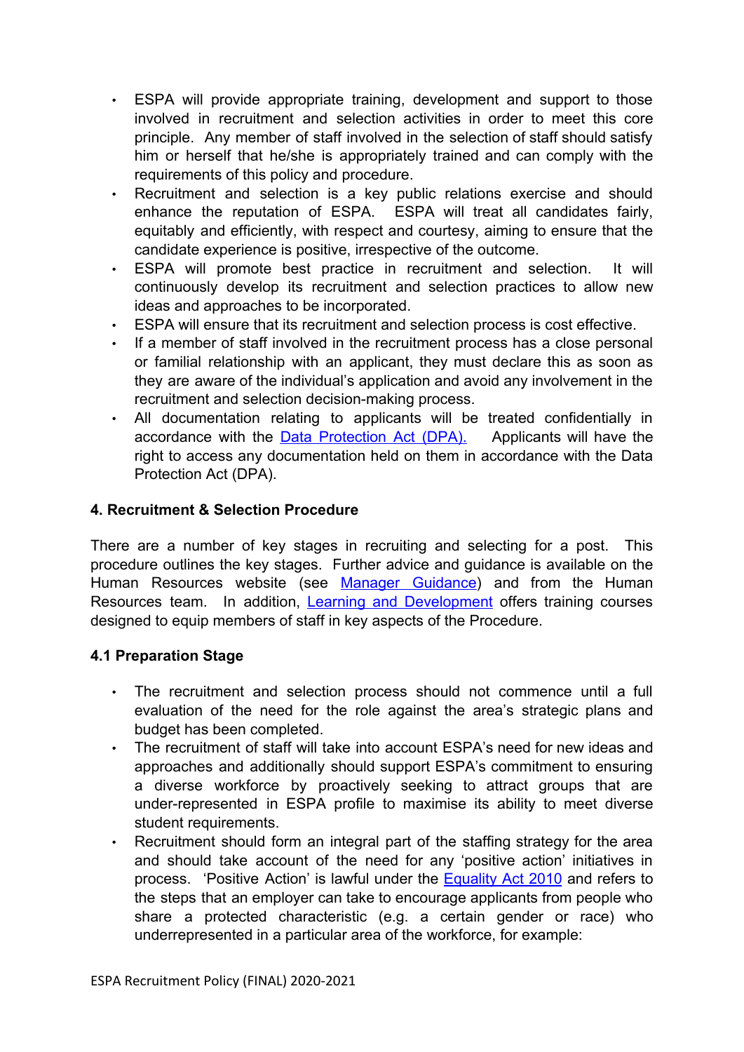- ESPA will provide appropriate training, development and support to those involved in recruitment and selection activities in order to meet this core principle. Any member of staff involved in the selection of staff should satisfy him or herself that he/she is appropriately trained and can comply with the requirements of this policy and procedure.
- Recruitment and selection is a key public relations exercise and should enhance the reputation of ESPA. ESPA will treat all candidates fairly, equitably and efficiently, with respect and courtesy, aiming to ensure that the candidate experience is positive, irrespective of the outcome.
- ESPA will promote best practice in recruitment and selection. It will continuously develop its recruitment and selection practices to allow new ideas and approaches to be incorporated.
- ESPA will ensure that its recruitment and selection process is cost effective.
- If a member of staff involved in the recruitment process has a close personal or familial relationship with an applicant, they must declare this as soon as they are aware of the individual's application and avoid any involvement in the recruitment and selection decision-making process.
- All documentation relating to applicants will be treated confidentially in accordance with the Data Protection Act (DPA). Applicants will have the right to access any documentation held on them in accordance with the Data Protection Act (DPA).

### 4. Recruitment & Selection Procedure

There are a number of key stages in recruiting and selecting for a post. This procedure outlines the key stages. Further advice and guidance is available on the Human Resources website (see Manager Guidance) and from the Human Resources team. In addition, Learning and Development offers training courses designed to equip members of staff in key aspects of the Procedure.

### 4.1 Preparation Stage

- The recruitment and selection process should not commence until a full evaluation of the need for the role against the area's strategic plans and budget has been completed.
- The recruitment of staff will take into account ESPA's need for new ideas and approaches and additionally should support ESPA's commitment to ensuring a diverse workforce by proactively seeking to attract groups that are under-represented in ESPA profile to maximise its ability to meet diverse student requirements.
- Recruitment should form an integral part of the staffing strategy for the area and should take account of the need for any 'positive action' initiatives in process. 'Positive Action' is lawful under the Equality Act 2010 and refers to the steps that an employer can take to encourage applicants from people who share a protected characteristic (e.g. a certain gender or race) who underrepresented in a particular area of the workforce, for example: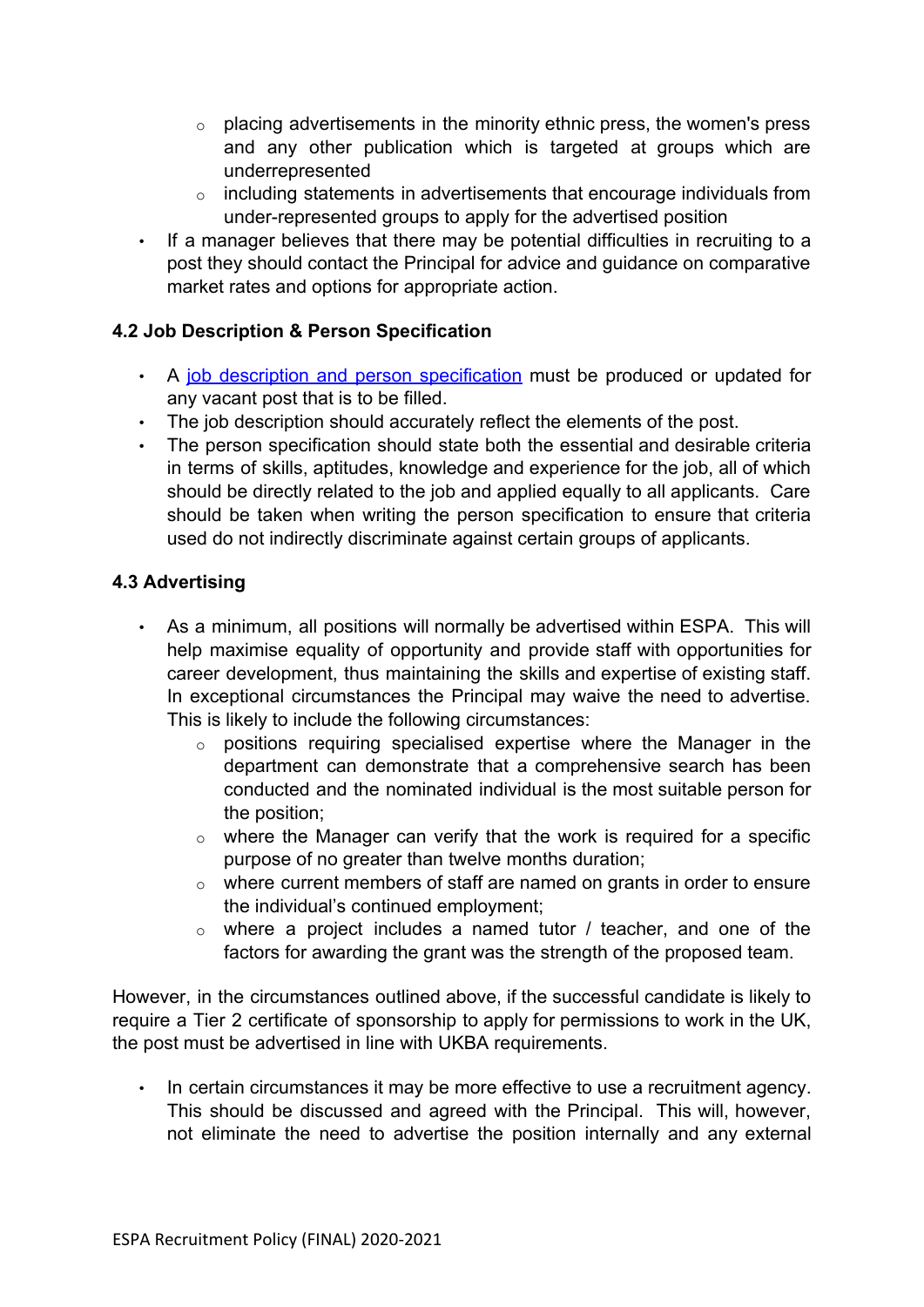- placing advertisements in the minority ethnic press, the women's press and any other publication which is targeted at groups which are underrepresented
    - including statements in advertisements that encourage individuals from under-represented groups to apply for the advertised position
- If a manager believes that there may be potential difficulties in recruiting to a post they should contact the Principal for advice and guidance on comparative market rates and options for appropriate action.

### 4.2 Job Description & Person Specification

- A job description and person specification must be produced or updated for any vacant post that is to be filled.
- The job description should accurately reflect the elements of the post.
- The person specification should state both the essential and desirable criteria in terms of skills, aptitudes, knowledge and experience for the job, all of which should be directly related to the job and applied equally to all applicants. Care should be taken when writing the person specification to ensure that criteria used do not indirectly discriminate against certain groups of applicants.

### 4.3 Advertising

- As a minimum, all positions will normally be advertised within ESPA. This will help maximise equality of opportunity and provide staff with opportunities for career development, thus maintaining the skills and expertise of existing staff. In exceptional circumstances the Principal may waive the need to advertise. This is likely to include the following circumstances:
    - positions requiring specialised expertise where the Manager in the department can demonstrate that a comprehensive search has been conducted and the nominated individual is the most suitable person for the position;
    - where the Manager can verify that the work is required for a specific purpose of no greater than twelve months duration;
    - where current members of staff are named on grants in order to ensure the individual's continued employment;
    - where a project includes a named tutor / teacher, and one of the factors for awarding the grant was the strength of the proposed team.

However, in the circumstances outlined above, if the successful candidate is likely to require a Tier 2 certificate of sponsorship to apply for permissions to work in the UK, the post must be advertised in line with UKBA requirements.

- In certain circumstances it may be more effective to use a recruitment agency. This should be discussed and agreed with the Principal. This will, however, not eliminate the need to advertise the position internally and any external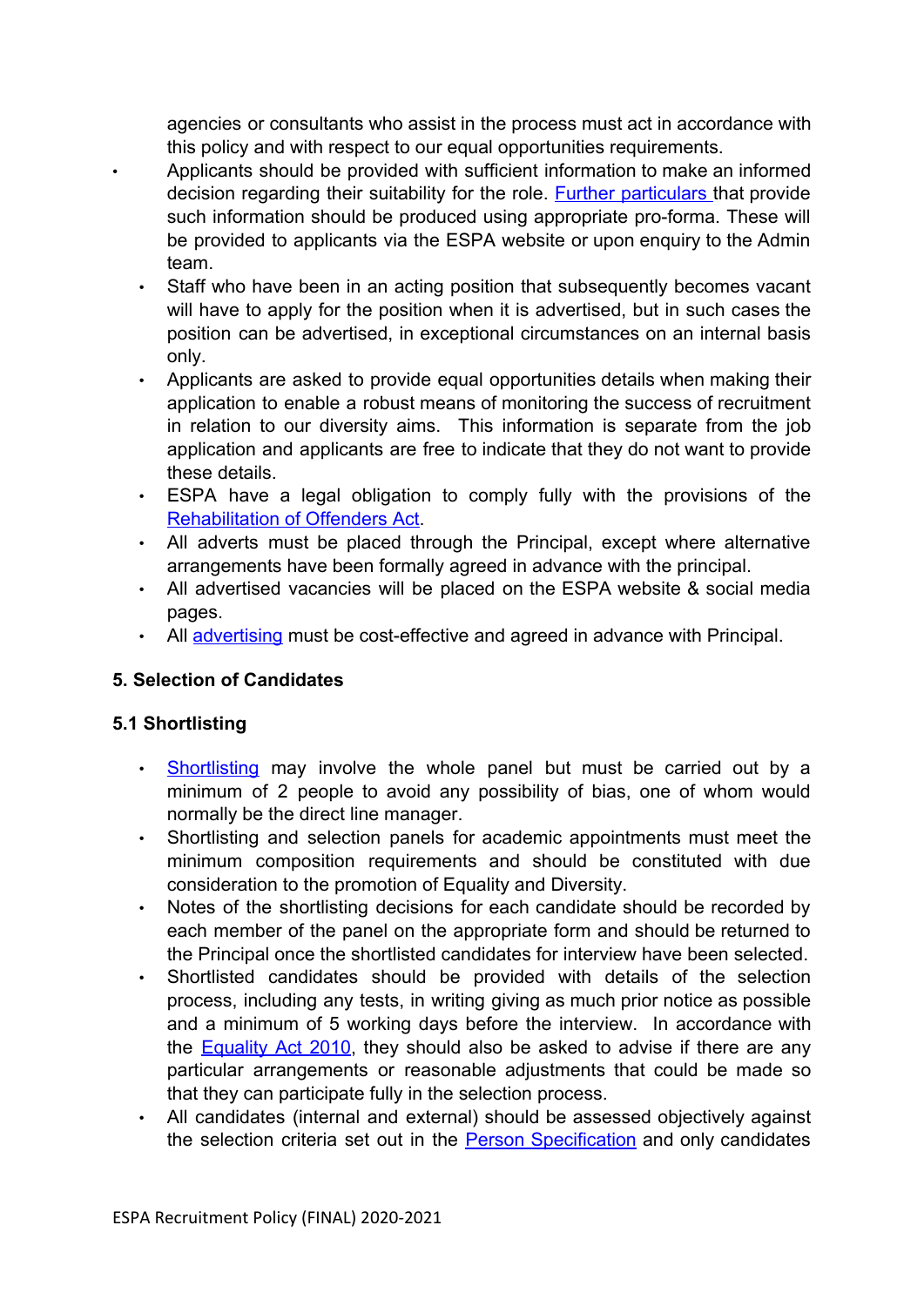agencies or consultants who assist in the process must act in accordance with this policy and with respect to our equal opportunities requirements.

- Applicants should be provided with sufficient information to make an informed decision regarding their suitability for the role. [Further particulars](#) that provide such information should be produced using appropriate pro-forma. These will be provided to applicants via the ESPA website or upon enquiry to the Admin team.
- Staff who have been in an acting position that subsequently becomes vacant will have to apply for the position when it is advertised, but in such cases the position can be advertised, in exceptional circumstances on an internal basis only.
- Applicants are asked to provide equal opportunities details when making their application to enable a robust means of monitoring the success of recruitment in relation to our diversity aims. This information is separate from the job application and applicants are free to indicate that they do not want to provide these details.
- ESPA have a legal obligation to comply fully with the provisions of the [Rehabilitation of Offenders Act](#).
- All adverts must be placed through the Principal, except where alternative arrangements have been formally agreed in advance with the principal.
- All advertised vacancies will be placed on the ESPA website & social media pages.
- All [advertising](#) must be cost-effective and agreed in advance with Principal.

## 5. Selection of Candidates

### 5.1 Shortlisting

- [Shortlisting](#) may involve the whole panel but must be carried out by a minimum of 2 people to avoid any possibility of bias, one of whom would normally be the direct line manager.
- Shortlisting and selection panels for academic appointments must meet the minimum composition requirements and should be constituted with due consideration to the promotion of Equality and Diversity.
- Notes of the shortlisting decisions for each candidate should be recorded by each member of the panel on the appropriate form and should be returned to the Principal once the shortlisted candidates for interview have been selected.
- Shortlisted candidates should be provided with details of the selection process, including any tests, in writing giving as much prior notice as possible and a minimum of 5 working days before the interview. In accordance with the [Equality Act 2010](#), they should also be asked to advise if there are any particular arrangements or reasonable adjustments that could be made so that they can participate fully in the selection process.
- All candidates (internal and external) should be assessed objectively against the selection criteria set out in the [Person Specification](#) and only candidates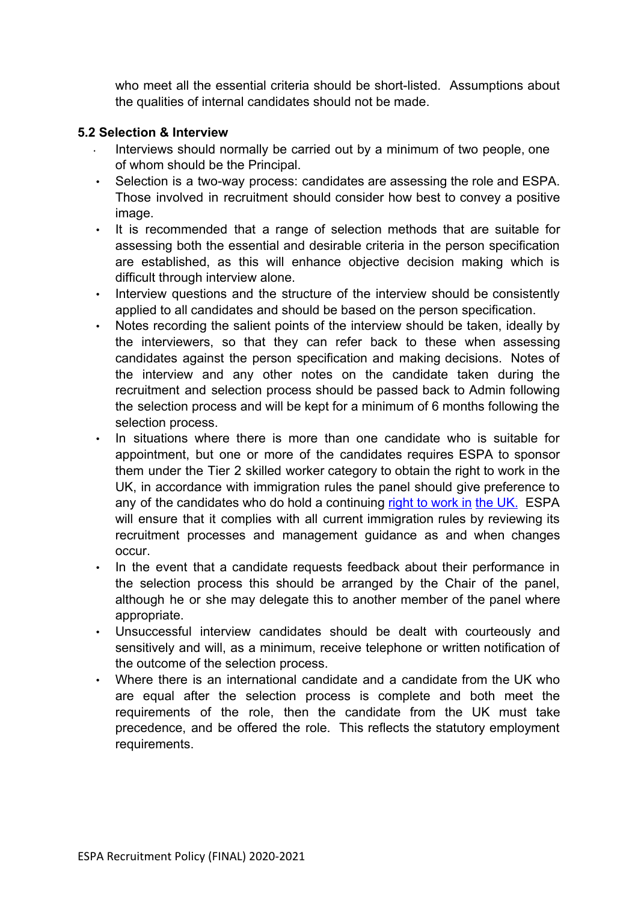who meet all the essential criteria should be short-listed. Assumptions about the qualities of internal candidates should not be made.

### 5.2 Selection & Interview

- Interviews should normally be carried out by a minimum of two people, one of whom should be the Principal.
- Selection is a two-way process: candidates are assessing the role and ESPA. Those involved in recruitment should consider how best to convey a positive image.
- It is recommended that a range of selection methods that are suitable for assessing both the essential and desirable criteria in the person specification are established, as this will enhance objective decision making which is difficult through interview alone.
- Interview questions and the structure of the interview should be consistently applied to all candidates and should be based on the person specification.
- Notes recording the salient points of the interview should be taken, ideally by the interviewers, so that they can refer back to these when assessing candidates against the person specification and making decisions. Notes of the interview and any other notes on the candidate taken during the recruitment and selection process should be passed back to Admin following the selection process and will be kept for a minimum of 6 months following the selection process.
- In situations where there is more than one candidate who is suitable for appointment, but one or more of the candidates requires ESPA to sponsor them under the Tier 2 skilled worker category to obtain the right to work in the UK, in accordance with immigration rules the panel should give preference to any of the candidates who do hold a continuing right to work in the UK. ESPA will ensure that it complies with all current immigration rules by reviewing its recruitment processes and management guidance as and when changes occur.
- In the event that a candidate requests feedback about their performance in the selection process this should be arranged by the Chair of the panel, although he or she may delegate this to another member of the panel where appropriate.
- Unsuccessful interview candidates should be dealt with courteously and sensitively and will, as a minimum, receive telephone or written notification of the outcome of the selection process.
- Where there is an international candidate and a candidate from the UK who are equal after the selection process is complete and both meet the requirements of the role, then the candidate from the UK must take precedence, and be offered the role. This reflects the statutory employment requirements.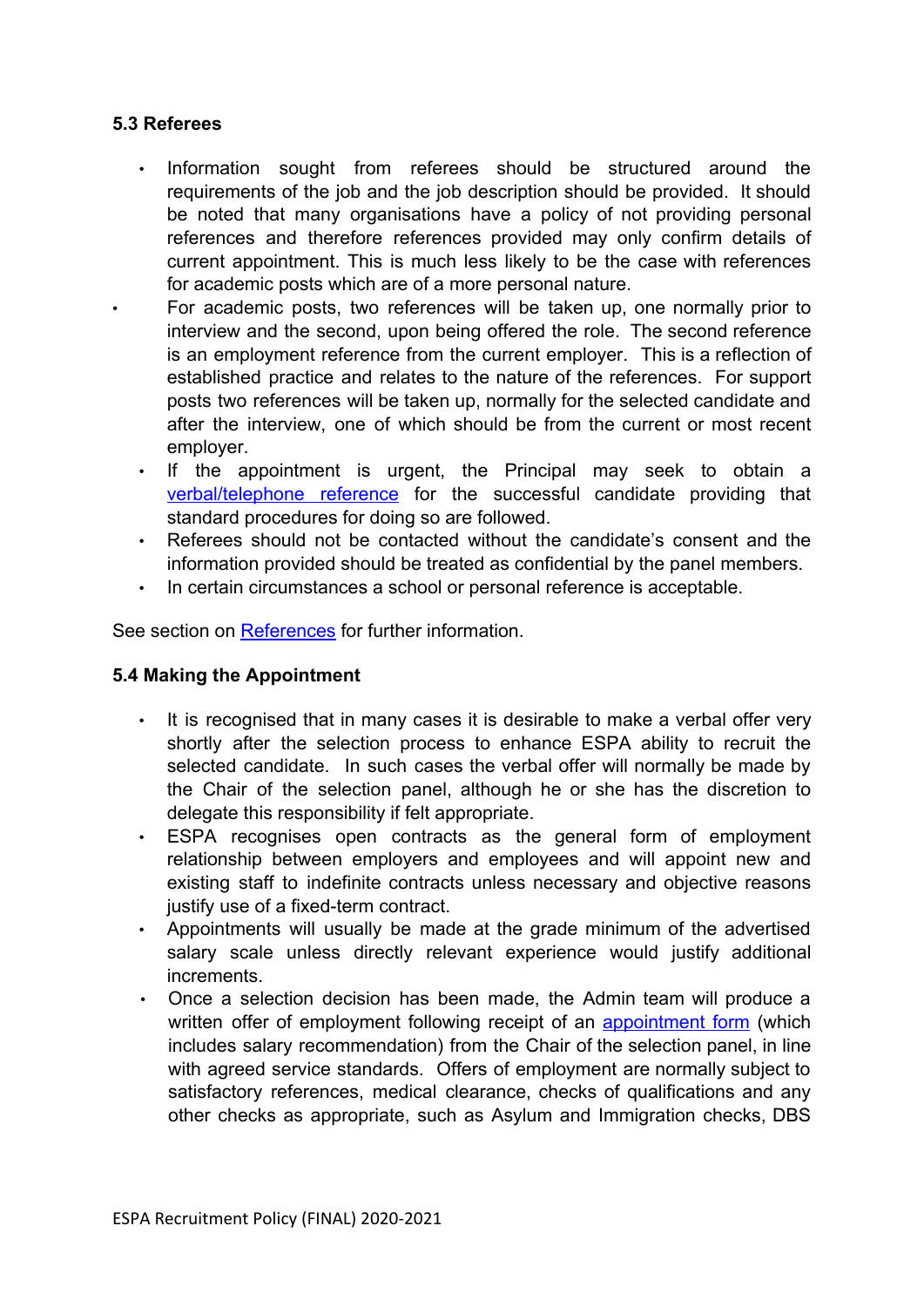### 5.3 Referees

- Information sought from referees should be structured around the requirements of the job and the job description should be provided. It should be noted that many organisations have a policy of not providing personal references and therefore references provided may only confirm details of current appointment. This is much less likely to be the case with references for academic posts which are of a more personal nature.
- For academic posts, two references will be taken up, one normally prior to interview and the second, upon being offered the role. The second reference is an employment reference from the current employer. This is a reflection of established practice and relates to the nature of the references. For support posts two references will be taken up, normally for the selected candidate and after the interview, one of which should be from the current or most recent employer.
- If the appointment is urgent, the Principal may seek to obtain a verbal/telephone reference for the successful candidate providing that standard procedures for doing so are followed.
- Referees should not be contacted without the candidate's consent and the information provided should be treated as confidential by the panel members.
- In certain circumstances a school or personal reference is acceptable.

See section on References for further information.

### 5.4 Making the Appointment

- It is recognised that in many cases it is desirable to make a verbal offer very shortly after the selection process to enhance ESPA ability to recruit the selected candidate. In such cases the verbal offer will normally be made by the Chair of the selection panel, although he or she has the discretion to delegate this responsibility if felt appropriate.
- ESPA recognises open contracts as the general form of employment relationship between employers and employees and will appoint new and existing staff to indefinite contracts unless necessary and objective reasons justify use of a fixed-term contract.
- Appointments will usually be made at the grade minimum of the advertised salary scale unless directly relevant experience would justify additional increments.
- Once a selection decision has been made, the Admin team will produce a written offer of employment following receipt of an appointment form (which includes salary recommendation) from the Chair of the selection panel, in line with agreed service standards. Offers of employment are normally subject to satisfactory references, medical clearance, checks of qualifications and any other checks as appropriate, such as Asylum and Immigration checks, DBS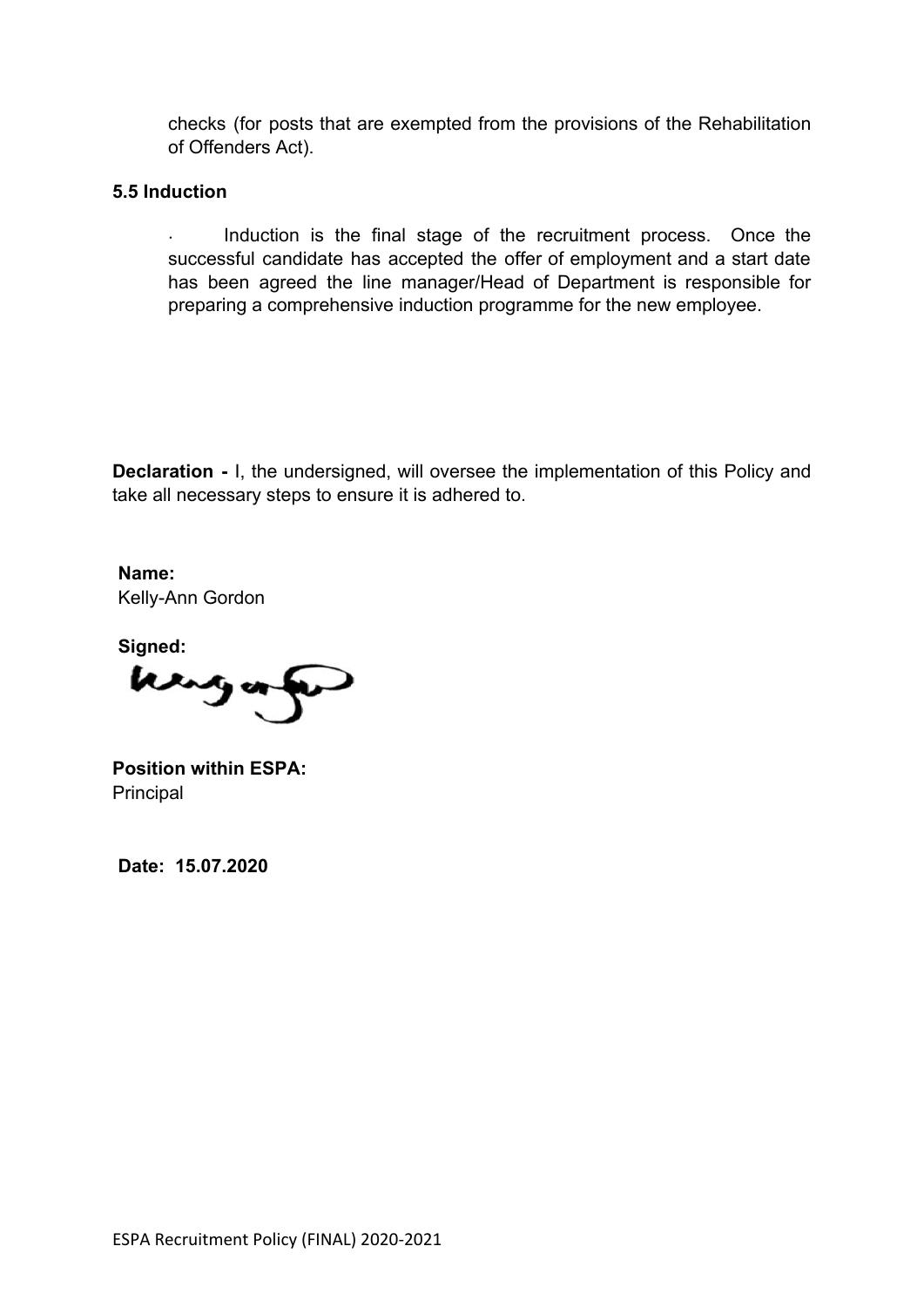checks (for posts that are exempted from the provisions of the Rehabilitation of Offenders Act).

**5.5 Induction**

- Induction is the final stage of the recruitment process. Once the successful candidate has accepted the offer of employment and a start date has been agreed the line manager/Head of Department is responsible for preparing a comprehensive induction programme for the new employee.

**Declaration -** I, the undersigned, will oversee the implementation of this Policy and take all necessary steps to ensure it is adhered to.

**Name:**
Kelly-Ann Gordon

**Signed:**

**Position within ESPA:**
Principal

**Date: 15.07.2020**